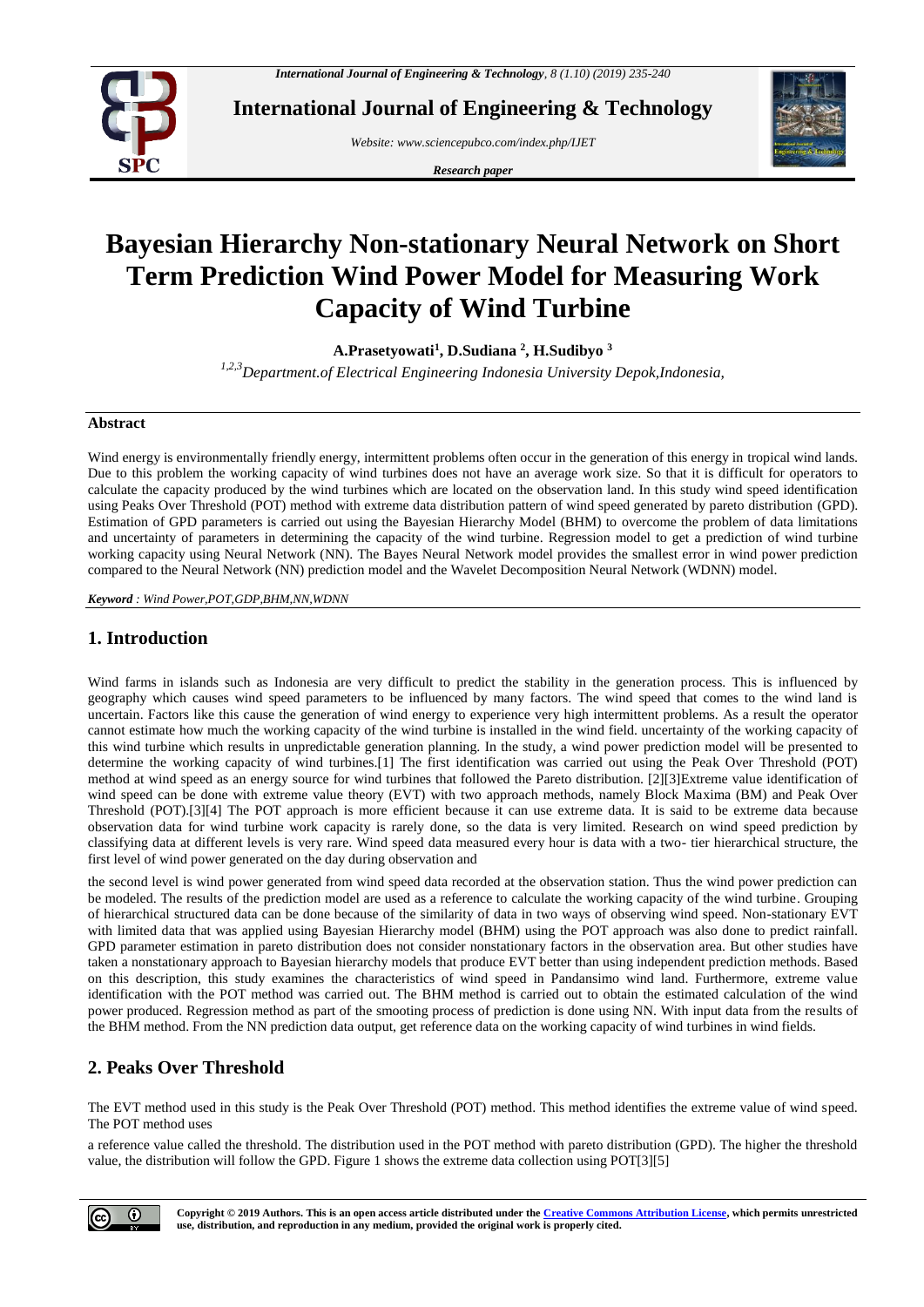# Bayesian Hierarchy Non-stationary Neural Network on Short Term Prediction Wind Power Model for Measuring Work Capacity of Wind Turbine

**A.Prasetyowati[1], D.Sudiana [2], H.Sudibyo [3]**

*[1,2,3]Department.of Electrical Engineering Indonesia University Depok,Indonesia,*

**Abstract**

Wind energy is environmentally friendly energy, intermittent problems often occur in the generation of this energy in tropical wind lands. Due to this problem the working capacity of wind turbines does not have an average work size. So that it is difficult for operators to calculate the capacity produced by the wind turbines which are located on the observation land. In this study wind speed identification using Peaks Over Threshold (POT) method with extreme data distribution pattern of wind speed generated by pareto distribution (GPD). Estimation of GPD parameters is carried out using the Bayesian Hierarchy Model (BHM) to overcome the problem of data limitations and uncertainty of parameters in determining the capacity of the wind turbine. Regression model to get a prediction of wind turbine working capacity using Neural Network (NN). The Bayes Neural Network model provides the smallest error in wind power prediction compared to the Neural Network (NN) prediction model and the Wavelet Decomposition Neural Network (WDNN) model.

***Keyword** : Wind Power,POT,GDP,BHM,NN,WDNN*

## 1. Introduction

Wind farms in islands such as Indonesia are very difficult to predict the stability in the generation process. This is influenced by geography which causes wind speed parameters to be influenced by many factors. The wind speed that comes to the wind land is uncertain. Factors like this cause the generation of wind energy to experience very high intermittent problems. As a result the operator cannot estimate how much the working capacity of the wind turbine is installed in the wind field. uncertainty of the working capacity of this wind turbine which results in unpredictable generation planning. In the study, a wind power prediction model will be presented to determine the working capacity of wind turbines.[1] The first identification was carried out using the Peak Over Threshold (POT) method at wind speed as an energy source for wind turbines that followed the Pareto distribution. [2][3]Extreme value identification of wind speed can be done with extreme value theory (EVT) with two approach methods, namely Block Maxima (BM) and Peak Over Threshold (POT).[3][4] The POT approach is more efficient because it can use extreme data. It is said to be extreme data because observation data for wind turbine work capacity is rarely done, so the data is very limited. Research on wind speed prediction by classifying data at different levels is very rare. Wind speed data measured every hour is data with a two- tier hierarchical structure, the first level of wind power generated on the day during observation and the second level is wind power generated from wind speed data recorded at the observation station. Thus the wind power prediction can be modeled. The results of the prediction model are used as a reference to calculate the working capacity of the wind turbine. Grouping of hierarchical structured data can be done because of the similarity of data in two ways of observing wind speed. Non-stationary EVT with limited data that was applied using Bayesian Hierarchy model (BHM) using the POT approach was also done to predict rainfall. GPD parameter estimation in pareto distribution does not consider nonstationary factors in the observation area. But other studies have taken a nonstationary approach to Bayesian hierarchy models that produce EVT better than using independent prediction methods. Based on this description, this study examines the characteristics of wind speed in Pandansimo wind land. Furthermore, extreme value identification with the POT method was carried out. The BHM method is carried out to obtain the estimated calculation of the wind power produced. Regression method as part of the smooting process of prediction is done using NN. With input data from the results of the BHM method. From the NN prediction data output, get reference data on the working capacity of wind turbines in wind fields.

## 2. Peaks Over Threshold

The EVT method used in this study is the Peak Over Threshold (POT) method. This method identifies the extreme value of wind speed. The POT method uses a reference value called the threshold. The distribution used in the POT method with pareto distribution (GPD). The higher the threshold value, the distribution will follow the GPD. Figure 1 shows the extreme data collection using POT[3][5]

**Copyright © 2019 Authors. This is an open access article distributed under the Creative Commons Attribution License, which permits unrestricted use, distribution, and reproduction in any medium, provided the original work is properly cited.**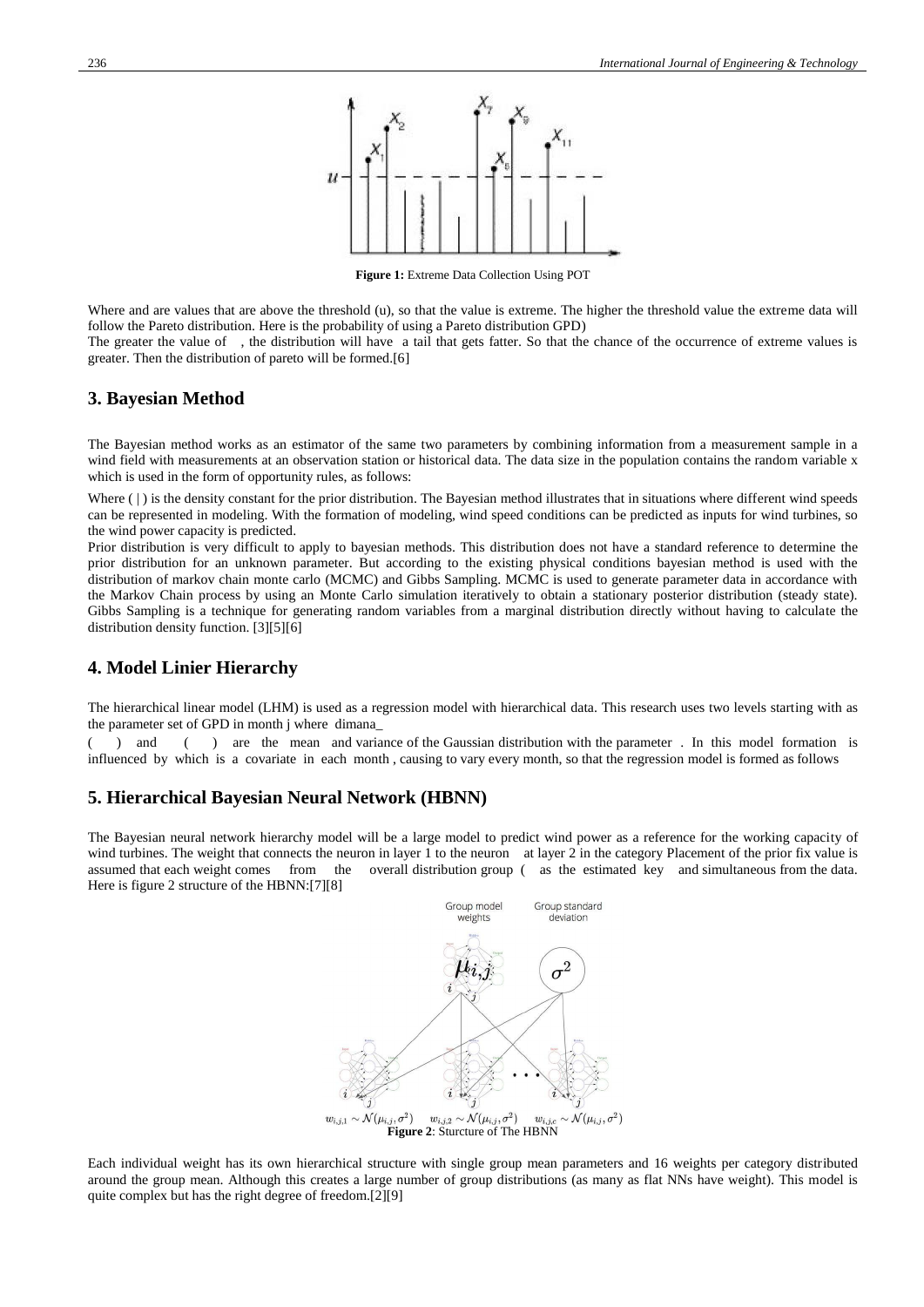**Figure 1:** Extreme Data Collection Using POT

Where and are values that are above the threshold (u), so that the value is extreme. The higher the threshold value the extreme data will follow the Pareto distribution. Here is the probability of using a Pareto distribution GPD)

The greater the value of , the distribution will have a tail that gets fatter. So that the chance of the occurrence of extreme values is greater. Then the distribution of pareto will be formed.[6]

## 3. Bayesian Method

The Bayesian method works as an estimator of the same two parameters by combining information from a measurement sample in a wind field with measurements at an observation station or historical data. The data size in the population contains the random variable x which is used in the form of opportunity rules, as follows:

Where ( | ) is the density constant for the prior distribution. The Bayesian method illustrates that in situations where different wind speeds can be represented in modeling. With the formation of modeling, wind speed conditions can be predicted as inputs for wind turbines, so the wind power capacity is predicted.

Prior distribution is very difficult to apply to bayesian methods. This distribution does not have a standard reference to determine the prior distribution for an unknown parameter. But according to the existing physical conditions bayesian method is used with the distribution of markov chain monte carlo (MCMC) and Gibbs Sampling. MCMC is used to generate parameter data in accordance with the Markov Chain process by using an Monte Carlo simulation iteratively to obtain a stationary posterior distribution (steady state). Gibbs Sampling is a technique for generating random variables from a marginal distribution directly without having to calculate the distribution density function. [3][5][6]

## 4. Model Linier Hierarchy

The hierarchical linear model (LHM) is used as a regression model with hierarchical data. This research uses two levels starting with as the parameter set of GPD in month j where dimana_

( ) and ( ) are the mean and variance of the Gaussian distribution with the parameter . In this model formation is influenced by which is a covariate in each month , causing to vary every month, so that the regression model is formed as follows

## 5. Hierarchical Bayesian Neural Network (HBNN)

The Bayesian neural network hierarchy model will be a large model to predict wind power as a reference for the working capacity of wind turbines. The weight that connects the neuron in layer 1 to the neuron at layer 2 in the category Placement of the prior fix value is assumed that each weight comes from the overall distribution group ( as the estimated key and simultaneous from the data. Here is figure 2 structure of the HBNN:[7][8]

**Figure 2**: Sturcture of The HBNN

Each individual weight has its own hierarchical structure with single group mean parameters and 16 weights per category distributed around the group mean. Although this creates a large number of group distributions (as many as flat NNs have weight). This model is quite complex but has the right degree of freedom.[2][9]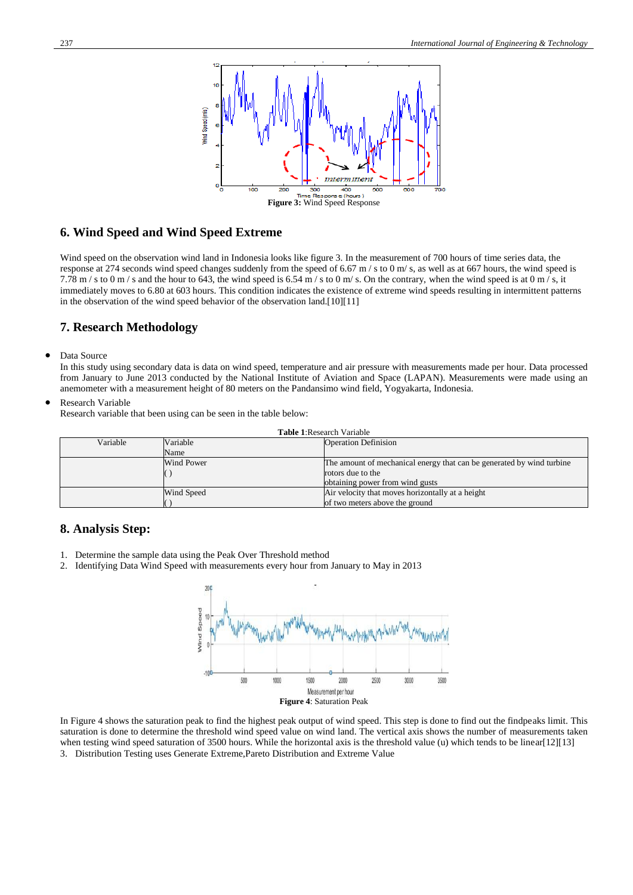Figure 3: Wind Speed Response

## 6. Wind Speed and Wind Speed Extreme

Wind speed on the observation wind land in Indonesia looks like figure 3. In the measurement of 700 hours of time series data, the response at 274 seconds wind speed changes suddenly from the speed of 6.67 m / s to 0 m/ s, as well as at 667 hours, the wind speed is 7.78 m / s to 0 m / s and the hour to 643, the wind speed is 6.54 m / s to 0 m/ s. On the contrary, when the wind speed is at 0 m / s, it immediately moves to 6.80 at 603 hours. This condition indicates the existence of extreme wind speeds resulting in intermittent patterns in the observation of the wind speed behavior of the observation land.[10][11]

## 7. Research Methodology

- Data Source
  In this study using secondary data is data on wind speed, temperature and air pressure with measurements made per hour. Data processed from January to June 2013 conducted by the National Institute of Aviation and Space (LAPAN). Measurements were made using an anemometer with a measurement height of 80 meters on the Pandansimo wind field, Yogyakarta, Indonesia.
- Research Variable
  Research variable that been using can be seen in the table below:

**Table 1**:Research Variable

| Variable | Variable Name | Operation Definision |
|---|---|---|
| | Wind Power ( ) | The amount of mechanical energy that can be generated by wind turbine rotors due to the obtaining power from wind gusts |
| | Wind Speed ( ) | Air velocity that moves horizontally at a height of two meters above the ground |

## 8. Analysis Step:

1. Determine the sample data using the Peak Over Threshold method
2. Identifying Data Wind Speed with measurements every hour from January to May in 2013

**Figure 4**: Saturation Peak

In Figure 4 shows the saturation peak to find the highest peak output of wind speed. This step is done to find out the findpeaks limit. This saturation is done to determine the threshold wind speed value on wind land. The vertical axis shows the number of measurements taken when testing wind speed saturation of 3500 hours. While the horizontal axis is the threshold value (u) which tends to be linear[12][13]

3. Distribution Testing uses Generate Extreme,Pareto Distribution and Extreme Value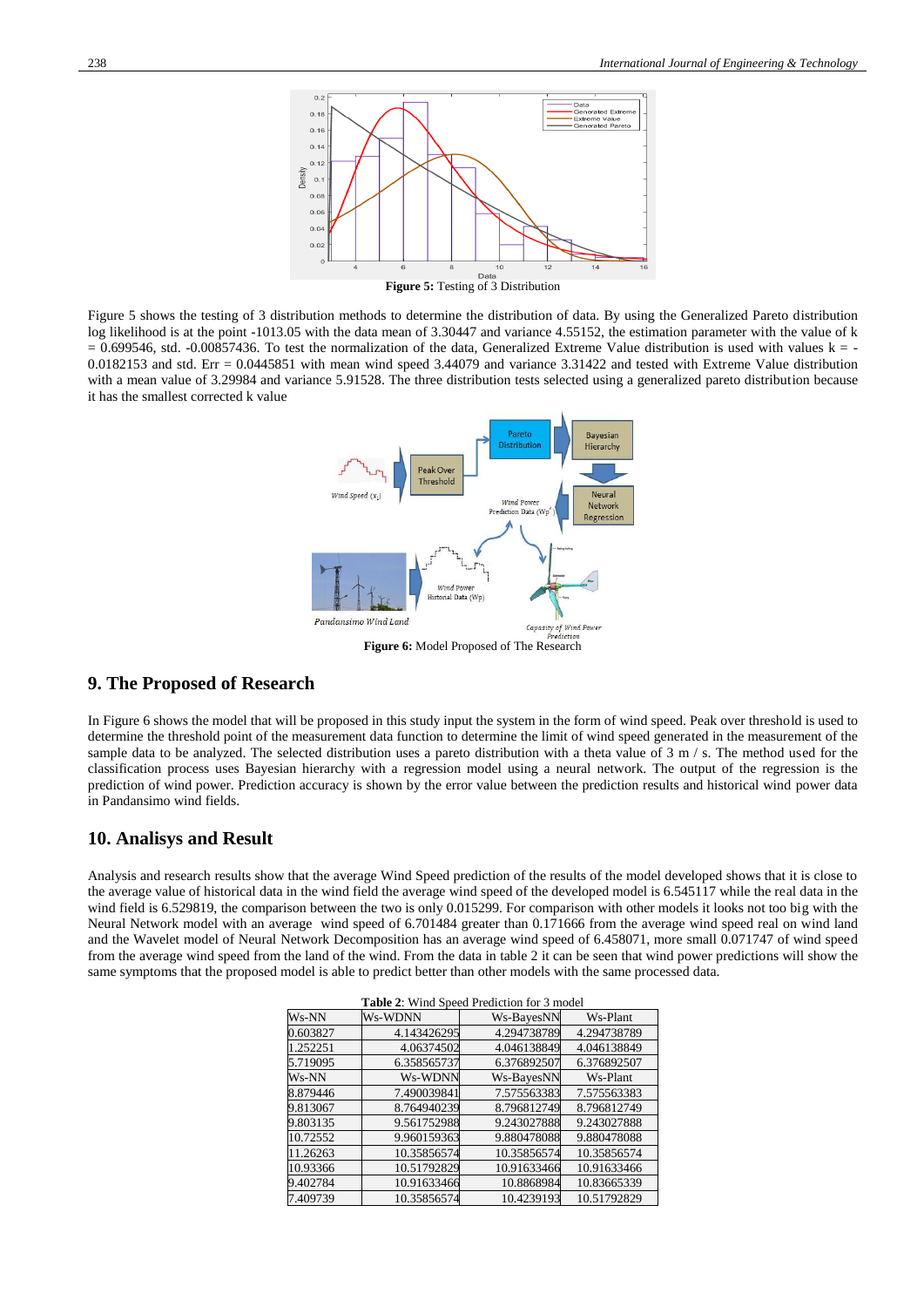**Figure 5:** Testing of 3 Distribution

Figure 5 shows the testing of 3 distribution methods to determine the distribution of data. By using the Generalized Pareto distribution log likelihood is at the point -1013.05 with the data mean of 3.30447 and variance 4.55152, the estimation parameter with the value of k = 0.699546, std. -0.00857436. To test the normalization of the data, Generalized Extreme Value distribution is used with values k = -0.0182153 and std. Err = 0.0445851 with mean wind speed 3.44079 and variance 3.31422 and tested with Extreme Value distribution with a mean value of 3.29984 and variance 5.91528. The three distribution tests selected using a generalized pareto distribution because it has the smallest corrected k value

**Figure 6:** Model Proposed of The Research

## 9. The Proposed of Research

In Figure 6 shows the model that will be proposed in this study input the system in the form of wind speed. Peak over threshold is used to determine the threshold point of the measurement data function to determine the limit of wind speed generated in the measurement of the sample data to be analyzed. The selected distribution uses a pareto distribution with a theta value of 3 m / s. The method used for the classification process uses Bayesian hierarchy with a regression model using a neural network. The output of the regression is the prediction of wind power. Prediction accuracy is shown by the error value between the prediction results and historical wind power data in Pandansimo wind fields.

## 10. Analisys and Result

Analysis and research results show that the average Wind Speed prediction of the results of the model developed shows that it is close to the average value of historical data in the wind field the average wind speed of the developed model is 6.545117 while the real data in the wind field is 6.529819, the comparison between the two is only 0.015299. For comparison with other models it looks not too big with the Neural Network model with an average wind speed of 6.701484 greater than 0.171666 from the average wind speed real on wind land and the Wavelet model of Neural Network Decomposition has an average wind speed of 6.458071, more small 0.071747 of wind speed from the average wind speed from the land of the wind. From the data in table 2 it can be seen that wind power predictions will show the same symptoms that the proposed model is able to predict better than other models with the same processed data.

**Table 2**: Wind Speed Prediction for 3 model

| Ws-NN | Ws-WDNN | Ws-BayesNN | Ws-Plant |
|---|---|---|---|
| 0.603827 | 4.143426295 | 4.294738789 | 4.294738789 |
| 1.252251 | 4.06374502 | 4.046138849 | 4.046138849 |
| 5.719095 | 6.358565737 | 6.376892507 | 6.376892507 |
| Ws-NN | Ws-WDNN | Ws-BayesNN | Ws-Plant |
| 8.879446 | 7.490039841 | 7.575563383 | 7.575563383 |
| 9.813067 | 8.764940239 | 8.796812749 | 8.796812749 |
| 9.803135 | 9.561752988 | 9.243027888 | 9.243027888 |
| 10.72552 | 9.960159363 | 9.880478088 | 9.880478088 |
| 11.26263 | 10.35856574 | 10.35856574 | 10.35856574 |
| 10.93366 | 10.51792829 | 10.91633466 | 10.91633466 |
| 9.402784 | 10.91633466 | 10.8868984 | 10.83665339 |
| 7.409739 | 10.35856574 | 10.4239193 | 10.51792829 |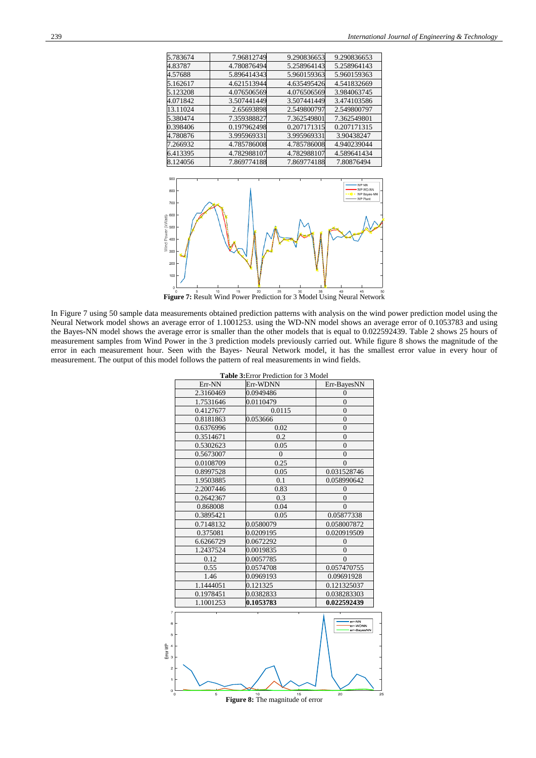| | | | |
|---|---|---|---|
| 5.783674 | 7.96812749 | 9.290836653 | 9.290836653 |
| 4.83787 | 4.780876494 | 5.258964143 | 5.258964143 |
| 4.57688 | 5.896414343 | 5.960159363 | 5.960159363 |
| 5.162617 | 4.621513944 | 4.635495426 | 4.541832669 |
| 5.123208 | 4.076506569 | 4.076506569 | 3.984063745 |
| 4.071842 | 3.507441449 | 3.507441449 | 3.474103586 |
| 13.11024 | 2.65693898 | 2.549800797 | 2.549800797 |
| 5.380474 | 7.359388827 | 7.362549801 | 7.362549801 |
| 0.398406 | 0.197962498 | 0.207171315 | 0.207171315 |
| 4.780876 | 3.995969331 | 3.995969331 | 3.90438247 |
| 7.266932 | 4.785786008 | 4.785786008 | 4.940239044 |
| 6.413395 | 4.782988107 | 4.782988107 | 4.589641434 |
| 8.124056 | 7.869774188 | 7.869774188 | 7.80876494 |

**Figure 7:** Result Wind Power Prediction for 3 Model Using Neural Network

In Figure 7 using 50 sample data measurements obtained prediction patterns with analysis on the wind power prediction model using the Neural Network model shows an average error of 1.1001253. using the WD-NN model shows an average error of 0.1053783 and using the Bayes-NN model shows the average error is smaller than the other models that is equal to 0.022592439. Table 2 shows 25 hours of measurement samples from Wind Power in the 3 prediction models previously carried out. While figure 8 shows the magnitude of the error in each measurement hour. Seen with the Bayes- Neural Network model, it has the smallest error value in every hour of measurement. The output of this model follows the pattern of real measurements in wind fields.

**Table 3:** Error Prediction for 3 Model

| Err-NN | Err-WDNN | Err-BayesNN |
|---|---|---|
| 2.3160469 | 0.0949486 | 0 |
| 1.7531646 | 0.0110479 | 0 |
| 0.4127677 | 0.0115 | 0 |
| 0.8181863 | 0.053666 | 0 |
| 0.6376996 | 0.02 | 0 |
| 0.3514671 | 0.2 | 0 |
| 0.5302623 | 0.05 | 0 |
| 0.5673007 | 0 | 0 |
| 0.0108709 | 0.25 | 0 |
| 0.8997528 | 0.05 | 0.031528746 |
| 1.9503885 | 0.1 | 0.058990642 |
| 2.2007446 | 0.83 | 0 |
| 0.2642367 | 0.3 | 0 |
| 0.868008 | 0.04 | 0 |
| 0.3895421 | 0.05 | 0.05877338 |
| 0.7148132 | 0.0580079 | 0.058007872 |
| 0.375081 | 0.0209195 | 0.020919509 |
| 6.6266729 | 0.0672292 | 0 |
| 1.2437524 | 0.0019835 | 0 |
| 0.12 | 0.0057785 | 0 |
| 0.55 | 0.0574708 | 0.057470755 |
| 1.46 | 0.0969193 | 0.09691928 |
| 1.1444051 | 0.121325 | 0.121325037 |
| 0.1978451 | 0.0382833 | 0.038283303 |
| 1.1001253 | **0.1053783** | **0.022592439** |

**Figure 8:** The magnitude of error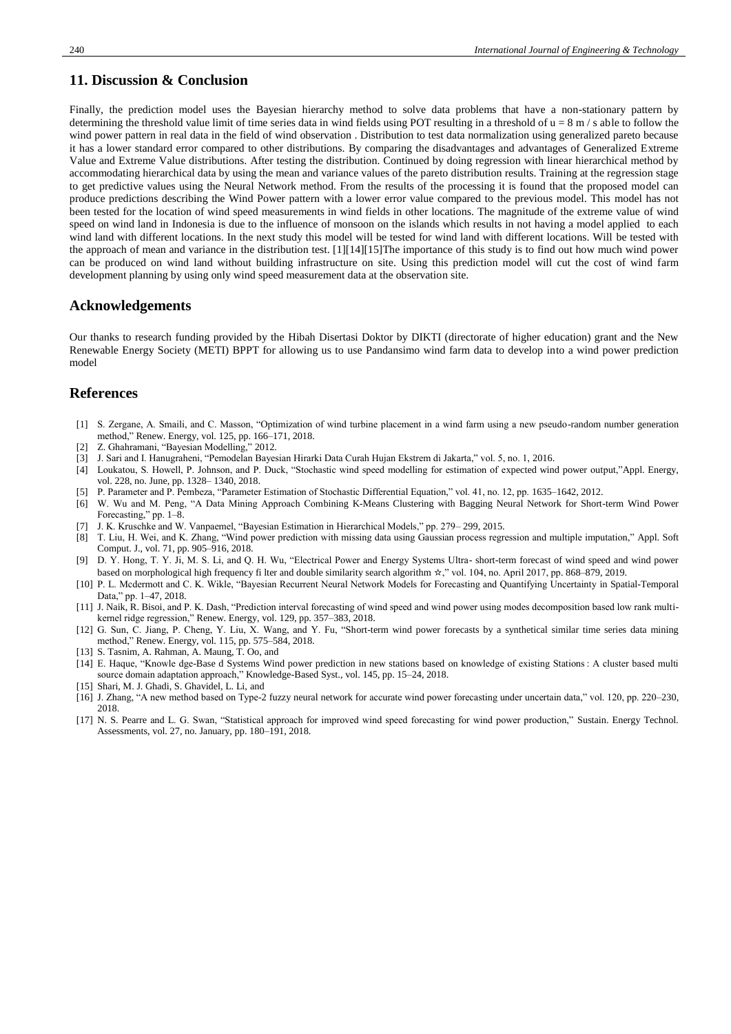## 11. Discussion & Conclusion

Finally, the prediction model uses the Bayesian hierarchy method to solve data problems that have a non-stationary pattern by determining the threshold value limit of time series data in wind fields using POT resulting in a threshold of $u = 8$ m / s able to follow the wind power pattern in real data in the field of wind observation . Distribution to test data normalization using generalized pareto because it has a lower standard error compared to other distributions. By comparing the disadvantages and advantages of Generalized Extreme Value and Extreme Value distributions. After testing the distribution. Continued by doing regression with linear hierarchical method by accommodating hierarchical data by using the mean and variance values of the pareto distribution results. Training at the regression stage to get predictive values using the Neural Network method. From the results of the processing it is found that the proposed model can produce predictions describing the Wind Power pattern with a lower error value compared to the previous model. This model has not been tested for the location of wind speed measurements in wind fields in other locations. The magnitude of the extreme value of wind speed on wind land in Indonesia is due to the influence of monsoon on the islands which results in not having a model applied to each wind land with different locations. In the next study this model will be tested for wind land with different locations. Will be tested with the approach of mean and variance in the distribution test. [1][14][15]The importance of this study is to find out how much wind power can be produced on wind land without building infrastructure on site. Using this prediction model will cut the cost of wind farm development planning by using only wind speed measurement data at the observation site.

## Acknowledgements

Our thanks to research funding provided by the Hibah Disertasi Doktor by DIKTI (directorate of higher education) grant and the New Renewable Energy Society (METI) BPPT for allowing us to use Pandansimo wind farm data to develop into a wind power prediction model

## References

[1] S. Zergane, A. Smaili, and C. Masson, "Optimization of wind turbine placement in a wind farm using a new pseudo-random number generation method," Renew. Energy, vol. 125, pp. 166–171, 2018.

[2] Z. Ghahramani, "Bayesian Modelling," 2012.

[3] J. Sari and I. Hanugraheni, "Pemodelan Bayesian Hirarki Data Curah Hujan Ekstrem di Jakarta," vol. 5, no. 1, 2016.

[4] Loukatou, S. Howell, P. Johnson, and P. Duck, "Stochastic wind speed modelling for estimation of expected wind power output,"Appl. Energy, vol. 228, no. June, pp. 1328– 1340, 2018.

[5] P. Parameter and P. Pembeza, "Parameter Estimation of Stochastic Differential Equation," vol. 41, no. 12, pp. 1635–1642, 2012.

[6] W. Wu and M. Peng, "A Data Mining Approach Combining K-Means Clustering with Bagging Neural Network for Short-term Wind Power Forecasting," pp. 1–8.

[7] J. K. Kruschke and W. Vanpaemel, "Bayesian Estimation in Hierarchical Models," pp. 279– 299, 2015.

[8] T. Liu, H. Wei, and K. Zhang, "Wind power prediction with missing data using Gaussian process regression and multiple imputation," Appl. Soft Comput. J., vol. 71, pp. 905–916, 2018.

[9] D. Y. Hong, T. Y. Ji, M. S. Li, and Q. H. Wu, "Electrical Power and Energy Systems Ultra- short-term forecast of wind speed and wind power based on morphological high frequency fi lter and double similarity search algorithm ☆," vol. 104, no. April 2017, pp. 868–879, 2019.

[10] P. L. Mcdermott and C. K. Wikle, "Bayesian Recurrent Neural Network Models for Forecasting and Quantifying Uncertainty in Spatial-Temporal Data," pp. 1–47, 2018.

[11] J. Naik, R. Bisoi, and P. K. Dash, "Prediction interval forecasting of wind speed and wind power using modes decomposition based low rank multi-kernel ridge regression," Renew. Energy, vol. 129, pp. 357–383, 2018.

[12] G. Sun, C. Jiang, P. Cheng, Y. Liu, X. Wang, and Y. Fu, "Short-term wind power forecasts by a synthetical similar time series data mining method," Renew. Energy, vol. 115, pp. 575–584, 2018.

[13] S. Tasnim, A. Rahman, A. Maung, T. Oo, and

[14] E. Haque, "Knowle dge-Base d Systems Wind power prediction in new stations based on knowledge of existing Stations : A cluster based multi source domain adaptation approach," Knowledge-Based Syst., vol. 145, pp. 15–24, 2018.

[15] Shari, M. J. Ghadi, S. Ghavidel, L. Li, and

[16] J. Zhang, "A new method based on Type-2 fuzzy neural network for accurate wind power forecasting under uncertain data," vol. 120, pp. 220–230, 2018.

[17] N. S. Pearre and L. G. Swan, "Statistical approach for improved wind speed forecasting for wind power production," Sustain. Energy Technol. Assessments, vol. 27, no. January, pp. 180–191, 2018.